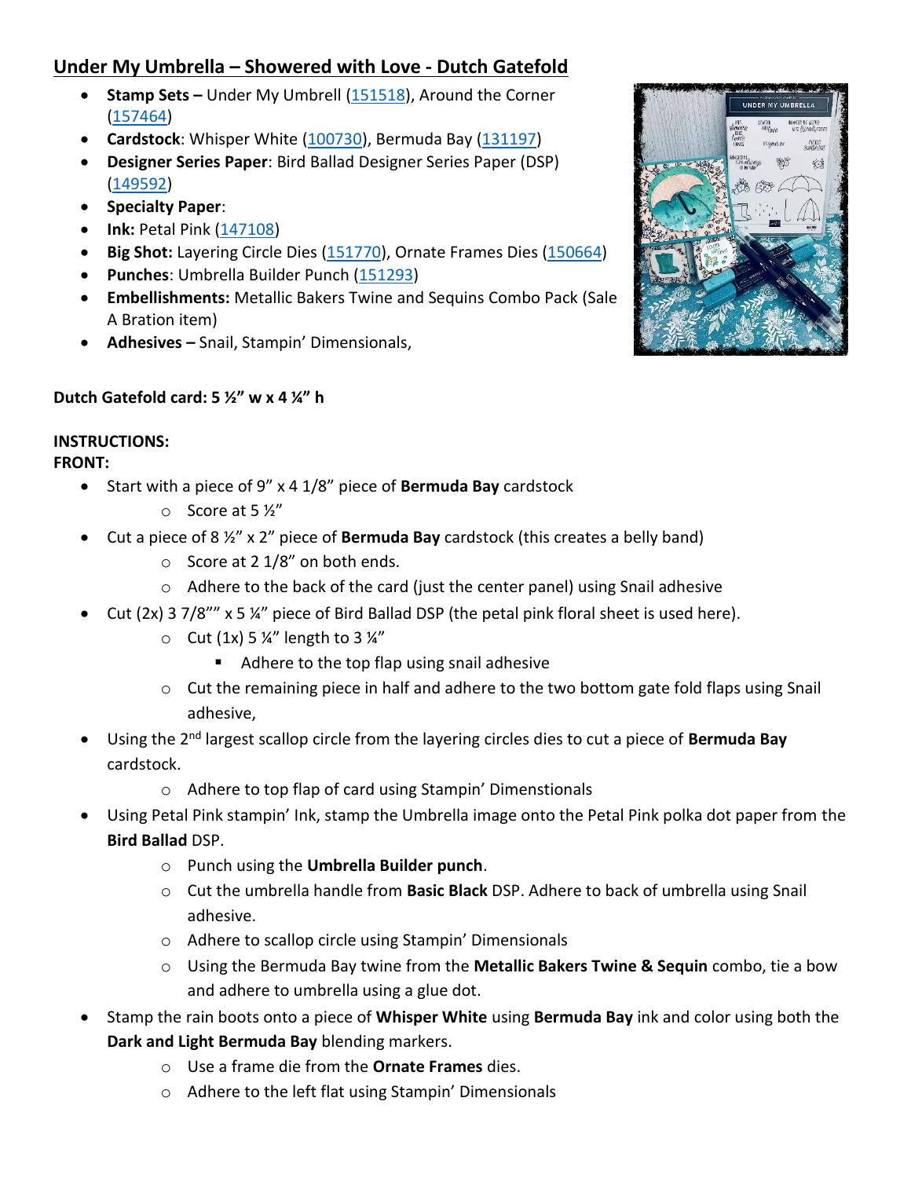## Under My Umbrella – Showered with Love - Dutch Gatefold

- **Stamp Sets –** Under My Umbrell (151518), Around the Corner (157464)
- **Cardstock**: Whisper White (100730), Bermuda Bay (131197)
- **Designer Series Paper**: Bird Ballad Designer Series Paper (DSP) (149592)
- **Specialty Paper**:
- **Ink:** Petal Pink (147108)
- **Big Shot:** Layering Circle Dies (151770), Ornate Frames Dies (150664)
- **Punches**: Umbrella Builder Punch (151293)
- **Embellishments:** Metallic Bakers Twine and Sequins Combo Pack (Sale A Bration item)
- **Adhesives –** Snail, Stampin' Dimensionals,

**Dutch Gatefold card: 5 ½" w x 4 ¼" h**

**INSTRUCTIONS:**
**FRONT:**

- Start with a piece of 9" x 4 1/8" piece of **Bermuda Bay** cardstock
  - Score at 5 ½"
- Cut a piece of 8 ½" x 2" piece of **Bermuda Bay** cardstock (this creates a belly band)
  - Score at 2 1/8" on both ends.
  - Adhere to the back of the card (just the center panel) using Snail adhesive
- Cut (2x) 3 7/8"" x 5 ¼" piece of Bird Ballad DSP (the petal pink floral sheet is used here).
  - Cut (1x) 5 ¼" length to 3 ¼"
    - Adhere to the top flap using snail adhesive
  - Cut the remaining piece in half and adhere to the two bottom gate fold flaps using Snail adhesive,
- Using the 2nd largest scallop circle from the layering circles dies to cut a piece of **Bermuda Bay** cardstock.
  - Adhere to top flap of card using Stampin' Dimenstionals
- Using Petal Pink stampin' Ink, stamp the Umbrella image onto the Petal Pink polka dot paper from the **Bird Ballad** DSP.
  - Punch using the **Umbrella Builder punch**.
  - Cut the umbrella handle from **Basic Black** DSP. Adhere to back of umbrella using Snail adhesive.
  - Adhere to scallop circle using Stampin' Dimensionals
  - Using the Bermuda Bay twine from the **Metallic Bakers Twine & Sequin** combo, tie a bow and adhere to umbrella using a glue dot.
- Stamp the rain boots onto a piece of **Whisper White** using **Bermuda Bay** ink and color using both the **Dark and Light Bermuda Bay** blending markers.
  - Use a frame die from the **Ornate Frames** dies.
  - Adhere to the left flat using Stampin' Dimensionals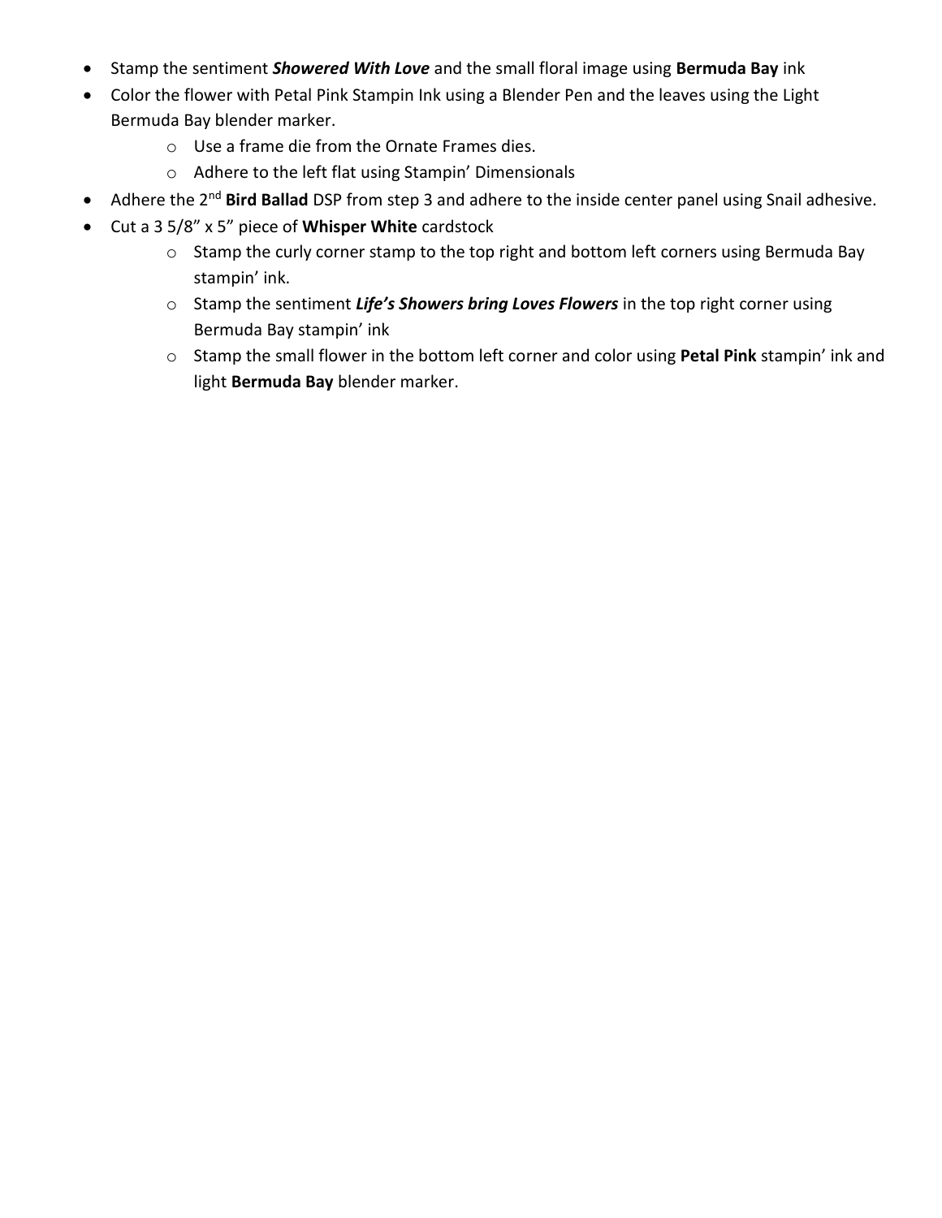- Stamp the sentiment ***Showered With Love*** and the small floral image using **Bermuda Bay** ink
- Color the flower with Petal Pink Stampin Ink using a Blender Pen and the leaves using the Light Bermuda Bay blender marker.
    - Use a frame die from the Ornate Frames dies.
    - Adhere to the left flat using Stampin' Dimensionals
- Adhere the 2nd **Bird Ballad** DSP from step 3 and adhere to the inside center panel using Snail adhesive.
- Cut a 3 5/8" x 5" piece of **Whisper White** cardstock
    - Stamp the curly corner stamp to the top right and bottom left corners using Bermuda Bay stampin' ink.
    - Stamp the sentiment ***Life's Showers bring Loves Flowers*** in the top right corner using Bermuda Bay stampin' ink
    - Stamp the small flower in the bottom left corner and color using **Petal Pink** stampin' ink and light **Bermuda Bay** blender marker.